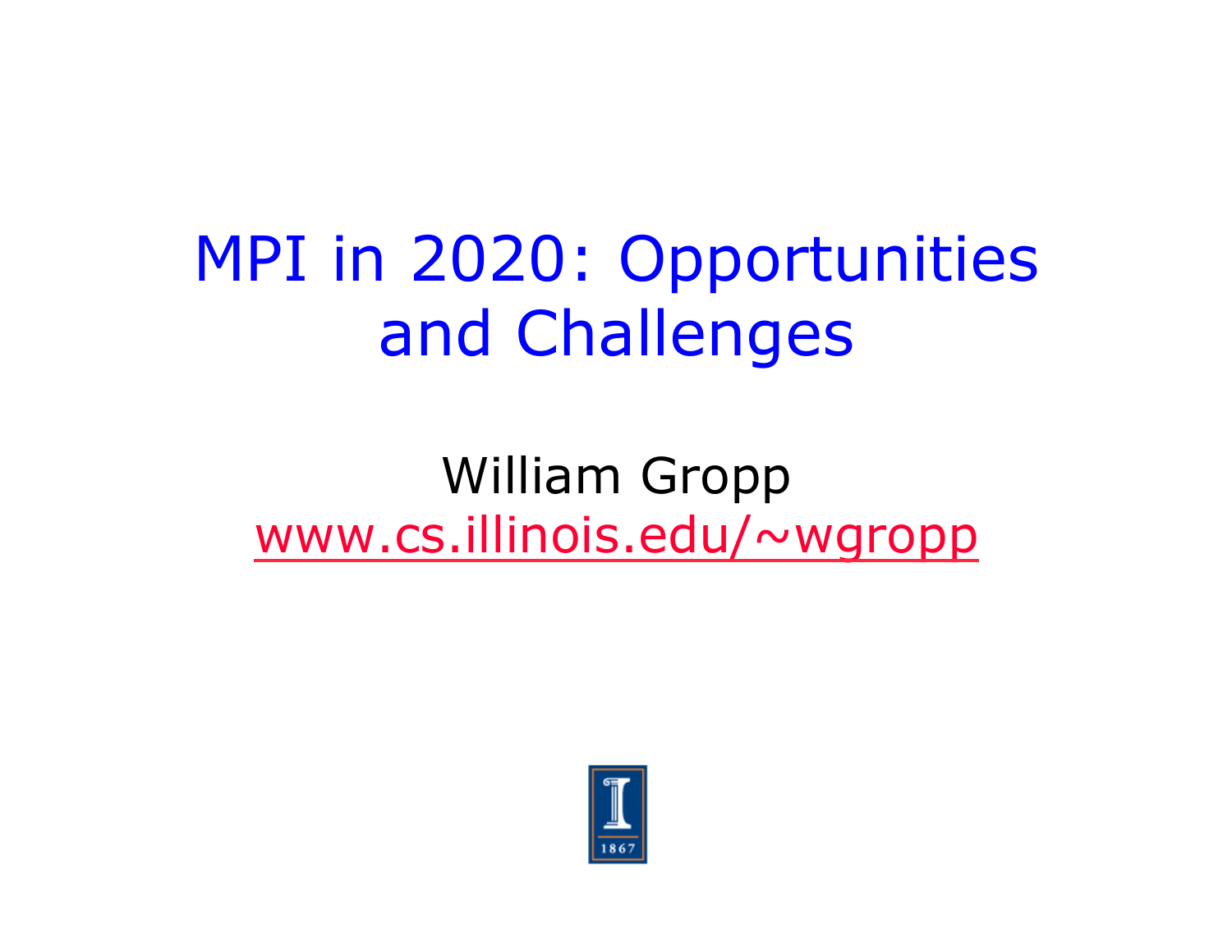# MPI in 2020: Opportunities and Challenges

William Gropp

[www.cs.illinois.edu/~wgropp](http://www.cs.illinois.edu/~wgropp)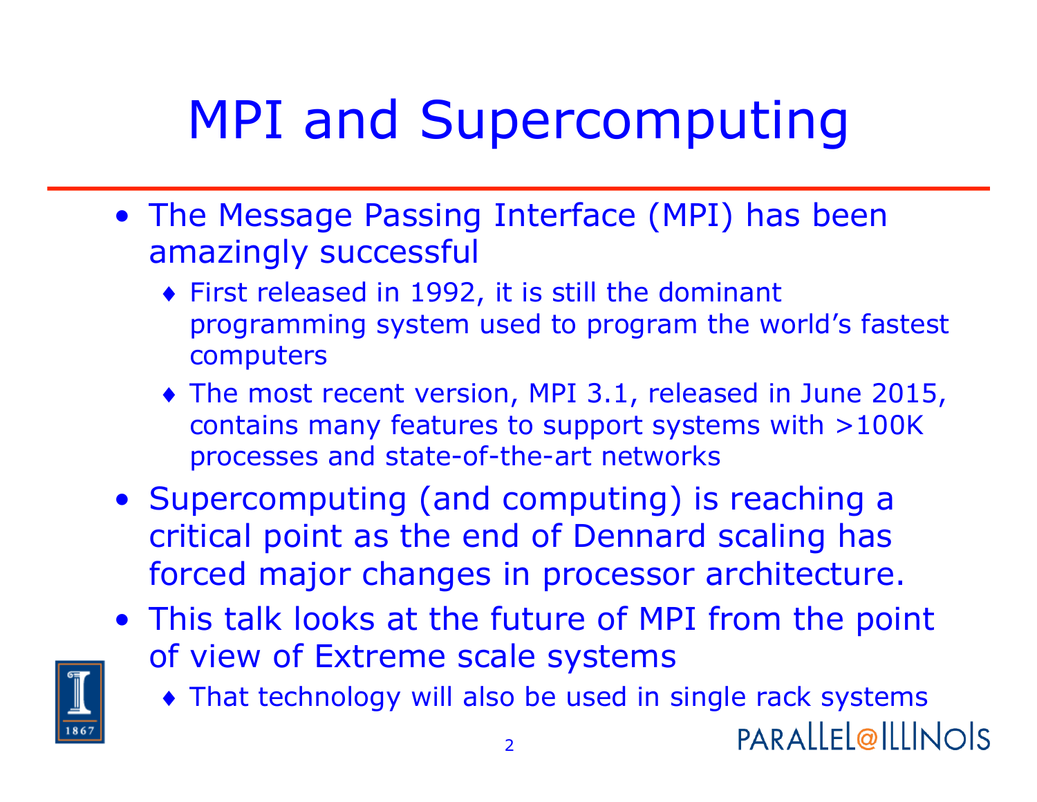# MPI and Supercomputing

- The Message Passing Interface (MPI) has been amazingly successful
  - First released in 1992, it is still the dominant programming system used to program the world's fastest computers
  - The most recent version, MPI 3.1, released in June 2015, contains many features to support systems with >100K processes and state-of-the-art networks
- Supercomputing (and computing) is reaching a critical point as the end of Dennard scaling has forced major changes in processor architecture.
- This talk looks at the future of MPI from the point of view of Extreme scale systems
  - That technology will also be used in single rack systems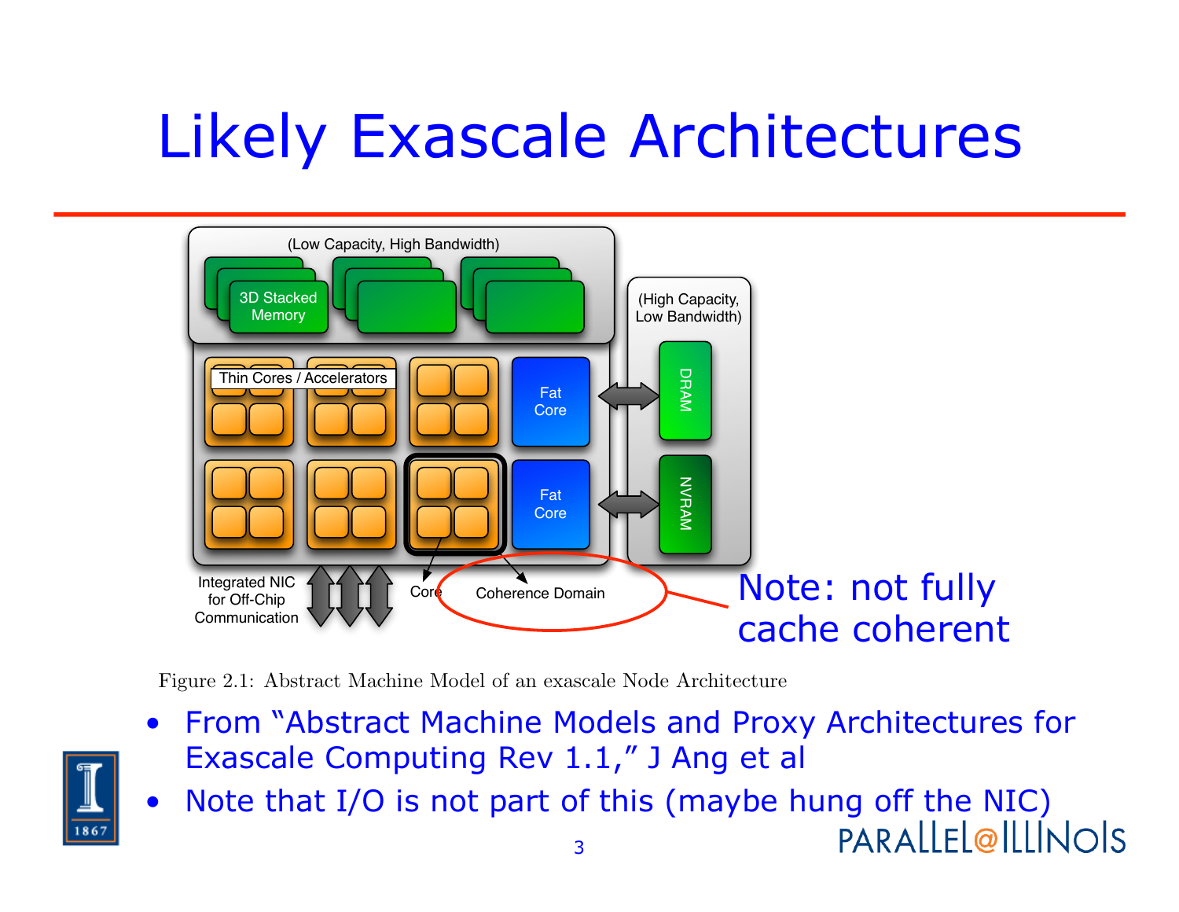# Likely Exascale Architectures

(Low Capacity, High Bandwidth)

3D Stacked Memory

(High Capacity, Low Bandwidth)

Thin Cores / Accelerators

Fat Core

Fat Core

DRAM

NVRAM

Integrated NIC for Off-Chip Communication

Core

Coherence Domain

Note: not fully cache coherent

Figure 2.1: Abstract Machine Model of an exascale Node Architecture

- From "Abstract Machine Models and Proxy Architectures for Exascale Computing Rev 1.1," J Ang et al
- Note that I/O is not part of this (maybe hung off the NIC)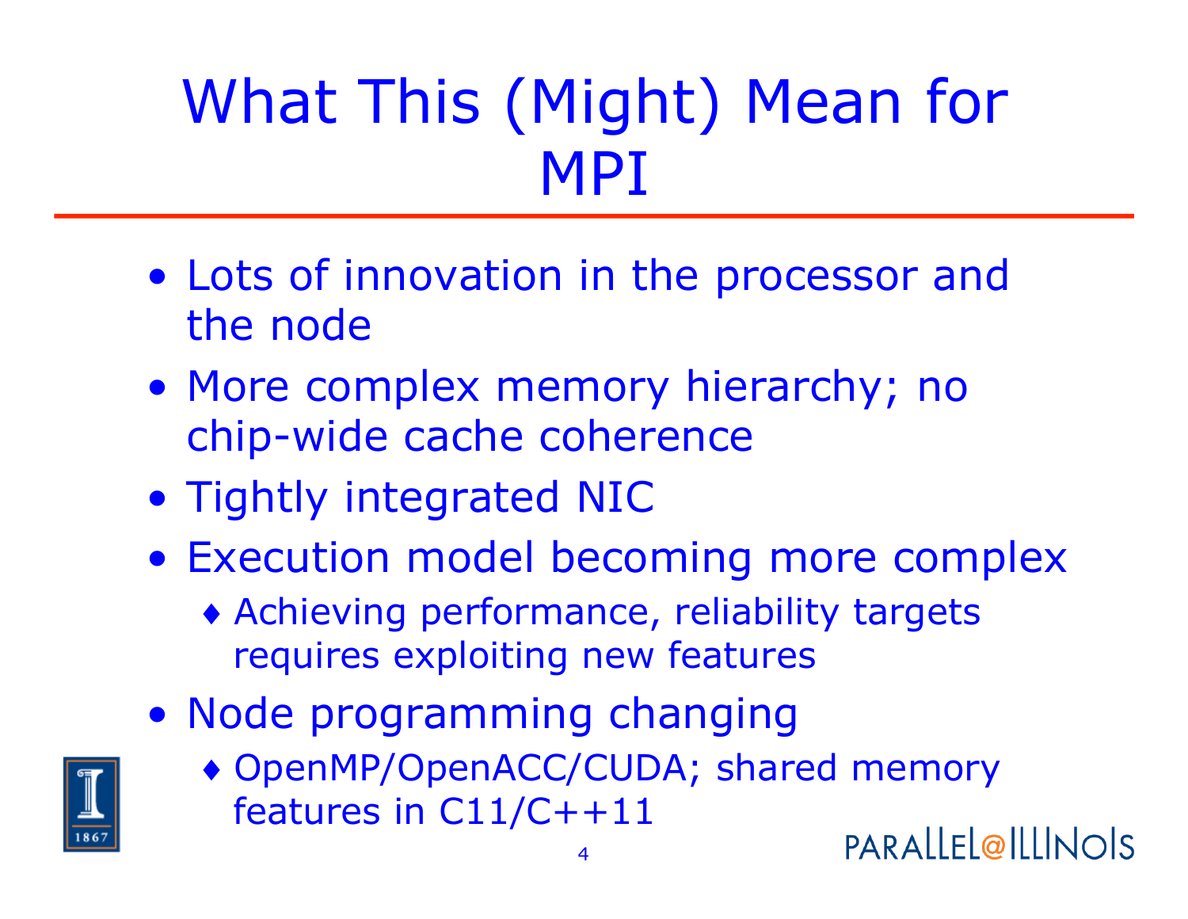# What This (Might) Mean for MPI

- Lots of innovation in the processor and the node
- More complex memory hierarchy; no chip-wide cache coherence
- Tightly integrated NIC
- Execution model becoming more complex
  - Achieving performance, reliability targets requires exploiting new features
- Node programming changing
  - OpenMP/OpenACC/CUDA; shared memory features in C11/C++11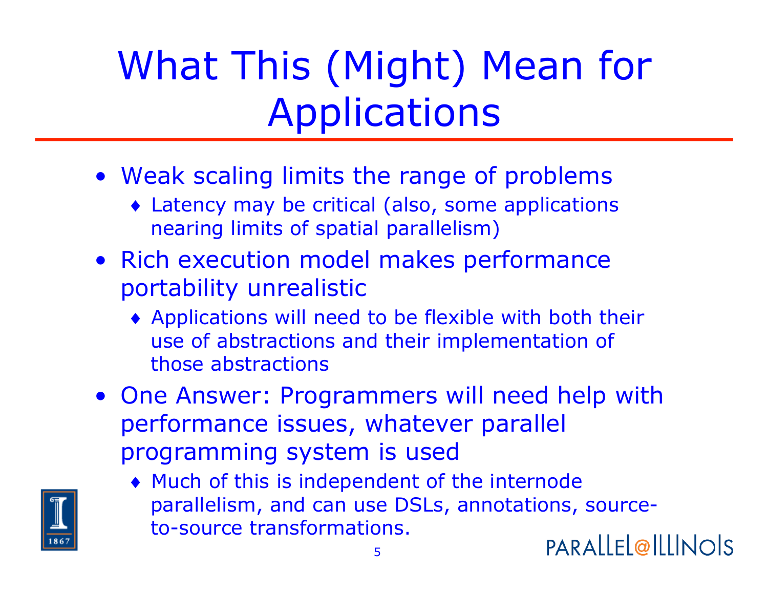# What This (Might) Mean for Applications

- Weak scaling limits the range of problems
  - Latency may be critical (also, some applications nearing limits of spatial parallelism)
- Rich execution model makes performance portability unrealistic
  - Applications will need to be flexible with both their use of abstractions and their implementation of those abstractions
- One Answer: Programmers will need help with performance issues, whatever parallel programming system is used
  - Much of this is independent of the internode parallelism, and can use DSLs, annotations, source-to-source transformations.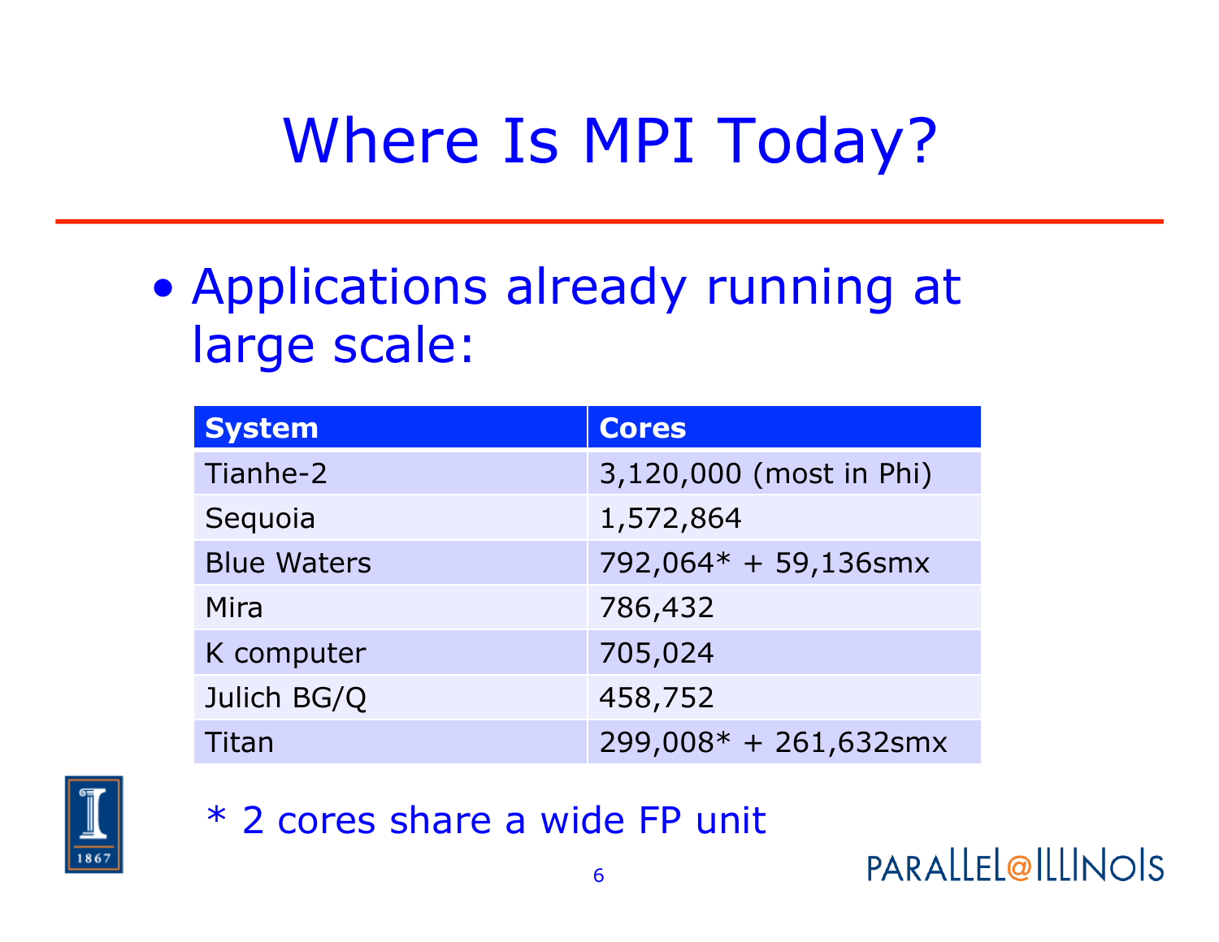# Where Is MPI Today?

- Applications already running at large scale:

| System | Cores |
|---|---|
| Tianhe-2 | 3,120,000 (most in Phi) |
| Sequoia | 1,572,864 |
| Blue Waters | 792,064* + 59,136smx |
| Mira | 786,432 |
| K computer | 705,024 |
| Julich BG/Q | 458,752 |
| Titan | 299,008* + 261,632smx |

\* 2 cores share a wide FP unit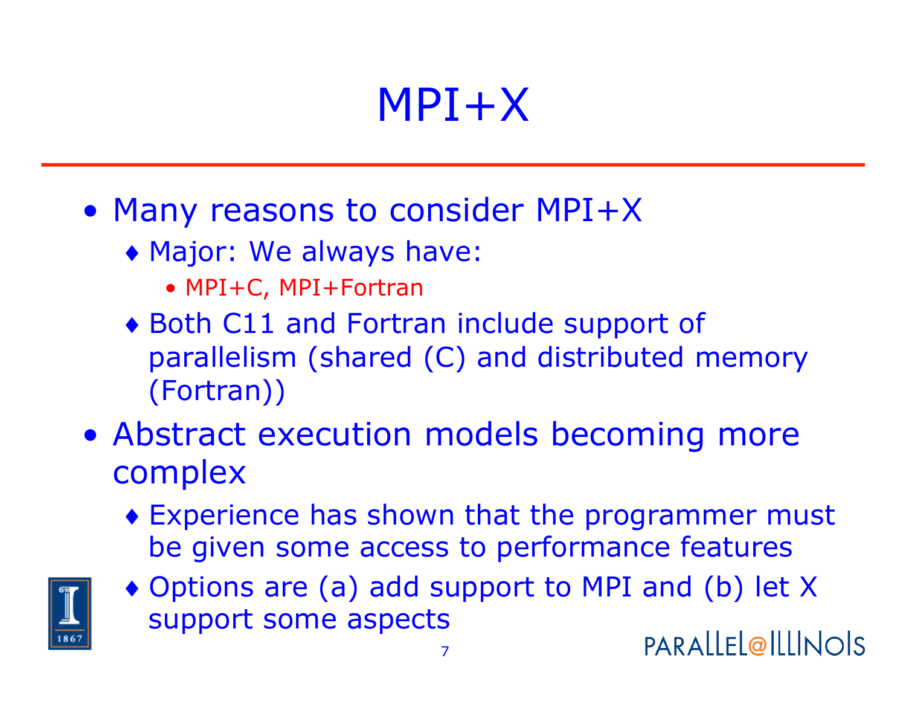# MPI+X

- Many reasons to consider MPI+X
  - Major: We always have:
    - MPI+C, MPI+Fortran
  - Both C11 and Fortran include support of parallelism (shared (C) and distributed memory (Fortran))
- Abstract execution models becoming more complex
  - Experience has shown that the programmer must be given some access to performance features
  - Options are (a) add support to MPI and (b) let X support some aspects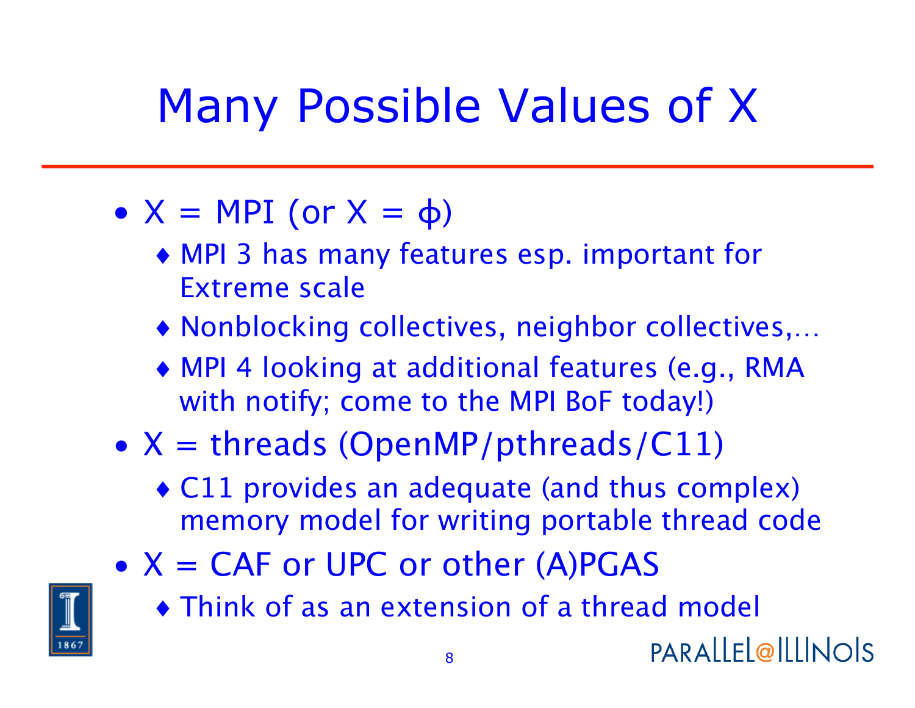# Many Possible Values of X

- X = MPI (or X = $\phi$)
  - MPI 3 has many features esp. important for Extreme scale
  - Nonblocking collectives, neighbor collectives,…
  - MPI 4 looking at additional features (e.g., RMA with notify; come to the MPI BoF today!)
- X = threads (OpenMP/pthreads/C11)
  - C11 provides an adequate (and thus complex) memory model for writing portable thread code
- X = CAF or UPC or other (A)PGAS
  - Think of as an extension of a thread model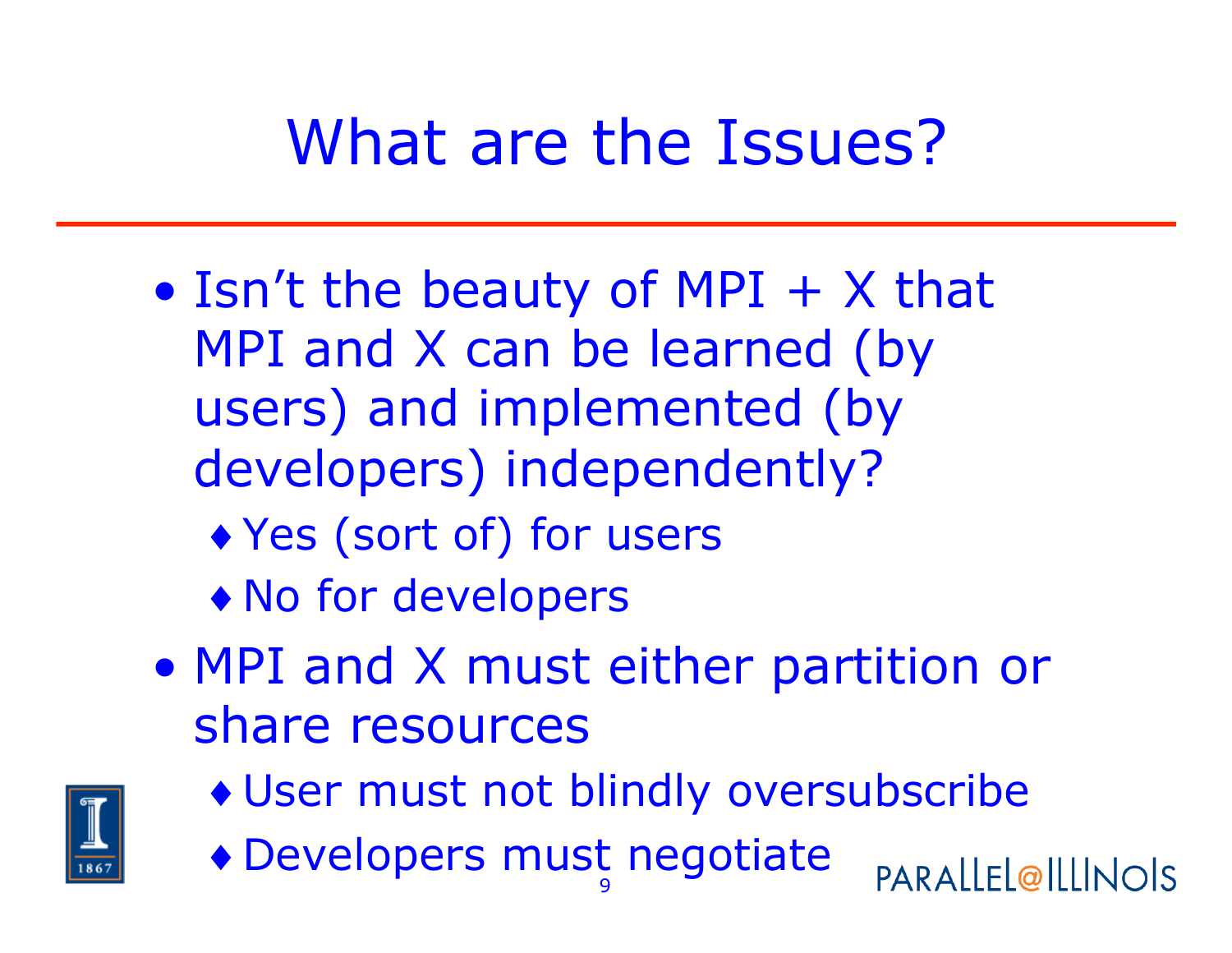# What are the Issues?

- Isn't the beauty of MPI + X that MPI and X can be learned (by users) and implemented (by developers) independently?
  - Yes (sort of) for users
  - No for developers
- MPI and X must either partition or share resources
  - User must not blindly oversubscribe
  - Developers must negotiate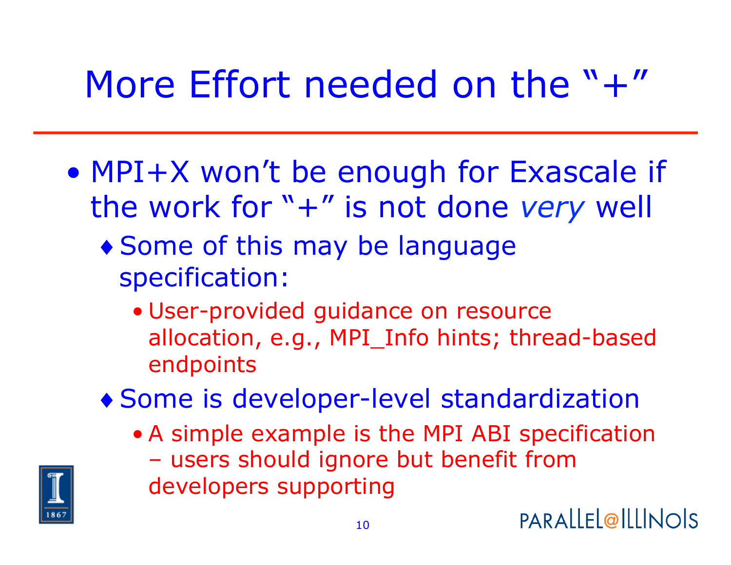# More Effort needed on the "+"

- MPI+X won't be enough for Exascale if the work for "+" is not done *very* well
  - Some of this may be language specification:
    - User-provided guidance on resource allocation, e.g., MPI_Info hints; thread-based endpoints
  - Some is developer-level standardization
    - A simple example is the MPI ABI specification – users should ignore but benefit from developers supporting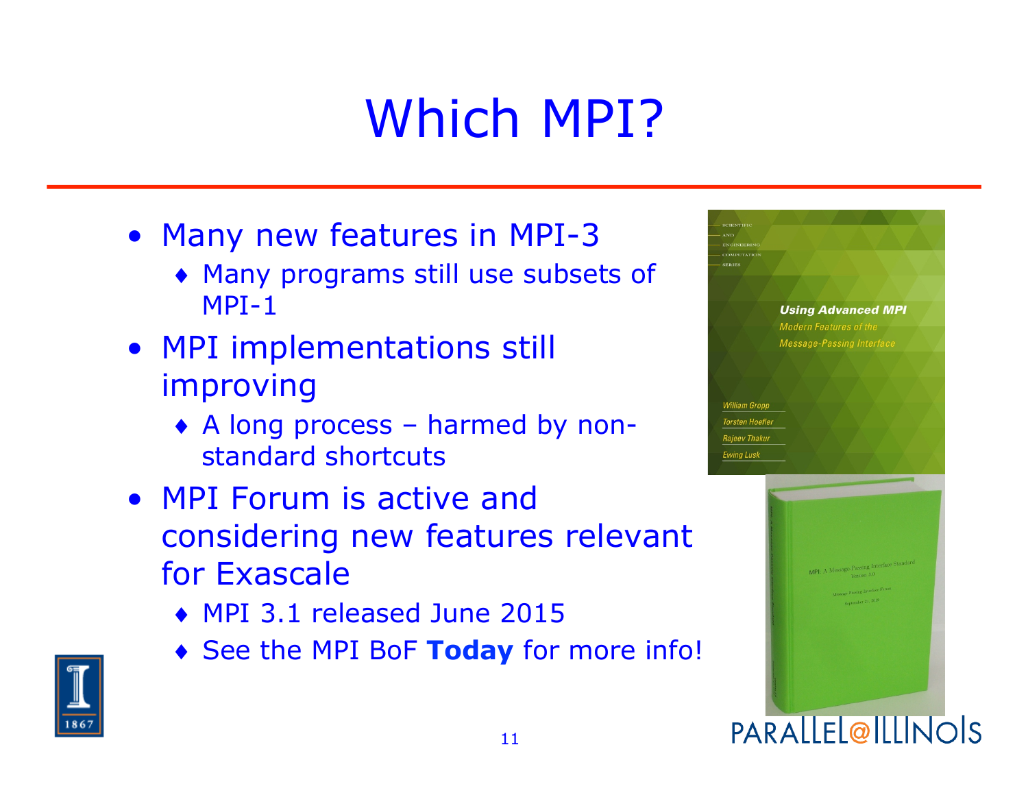# Which MPI?

- Many new features in MPI-3
  - Many programs still use subsets of MPI-1
- MPI implementations still improving
  - A long process – harmed by non-standard shortcuts
- MPI Forum is active and considering new features relevant for Exascale
  - MPI 3.1 released June 2015
  - See the MPI BoF **Today** for more info!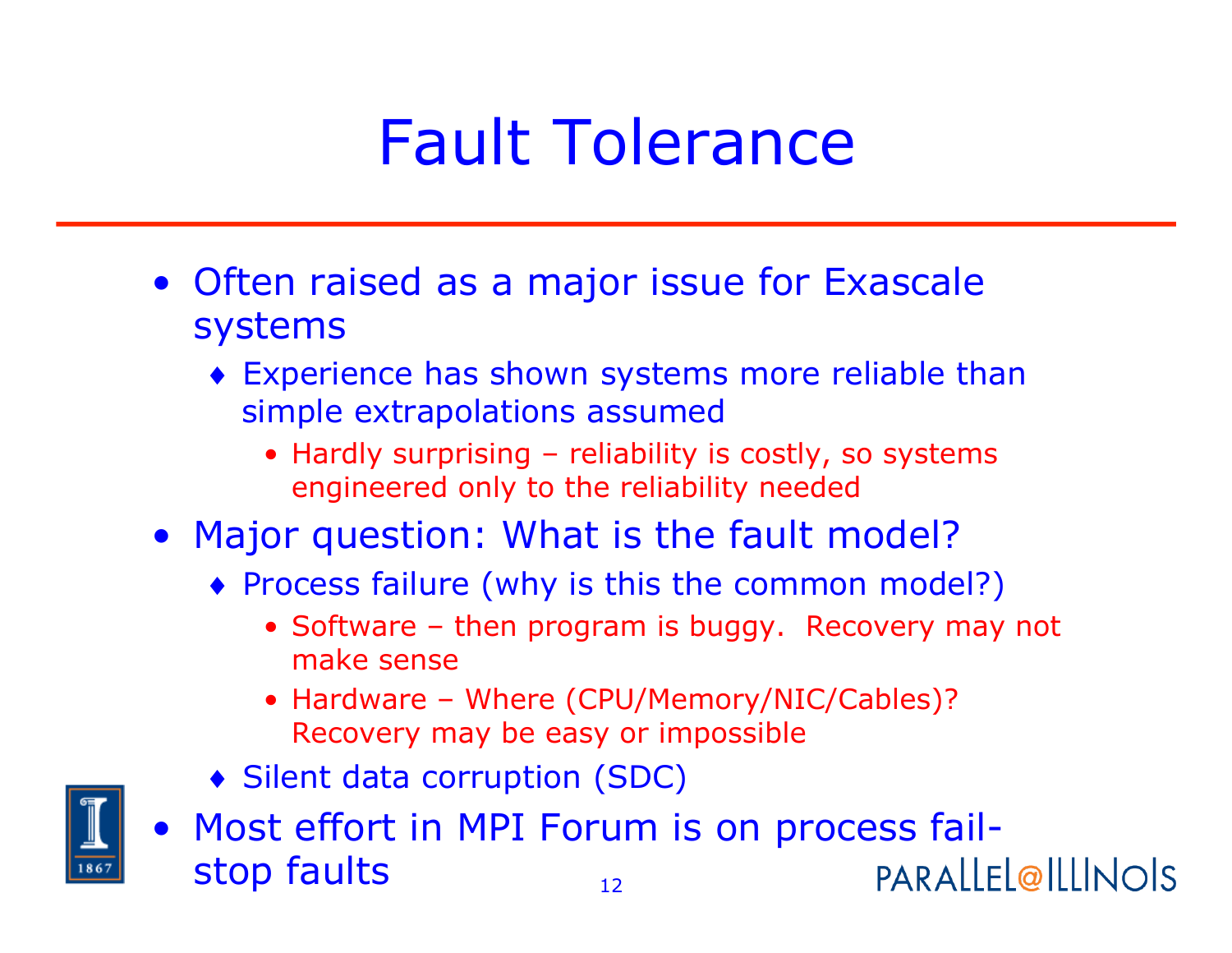# Fault Tolerance

- Often raised as a major issue for Exascale systems
  - Experience has shown systems more reliable than simple extrapolations assumed
    - Hardly surprising – reliability is costly, so systems engineered only to the reliability needed
- Major question: What is the fault model?
  - Process failure (why is this the common model?)
    - Software – then program is buggy. Recovery may not make sense
    - Hardware – Where (CPU/Memory/NIC/Cables)? Recovery may be easy or impossible
  - Silent data corruption (SDC)
- Most effort in MPI Forum is on process fail-stop faults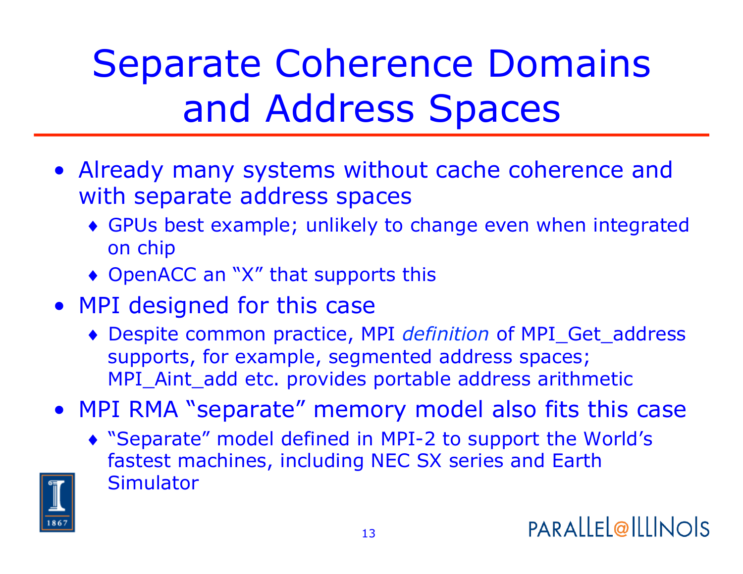# Separate Coherence Domains and Address Spaces

- Already many systems without cache coherence and with separate address spaces
  - GPUs best example; unlikely to change even when integrated on chip
  - OpenACC an "X" that supports this
- MPI designed for this case
  - Despite common practice, MPI *definition* of MPI_Get_address supports, for example, segmented address spaces; MPI_Aint_add etc. provides portable address arithmetic
- MPI RMA "separate" memory model also fits this case
  - "Separate" model defined in MPI-2 to support the World's fastest machines, including NEC SX series and Earth Simulator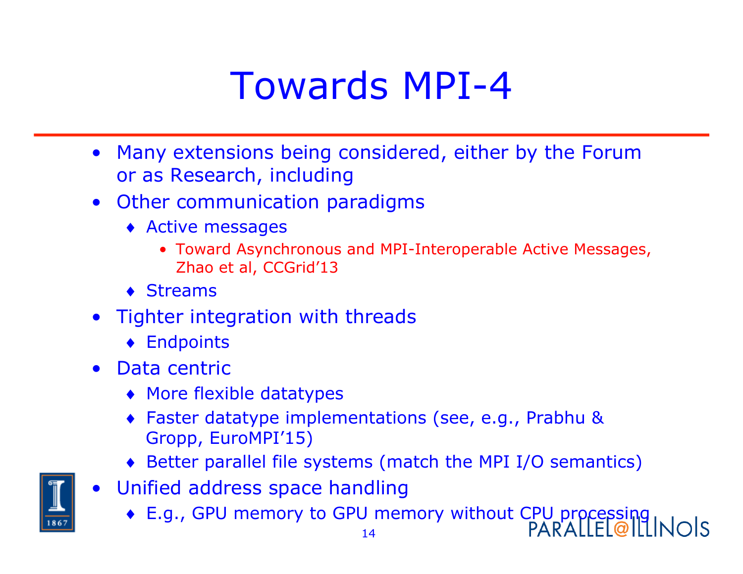# Towards MPI-4

- Many extensions being considered, either by the Forum or as Research, including
- Other communication paradigms
  - Active messages
    - Toward Asynchronous and MPI-Interoperable Active Messages, Zhao et al, CCGrid'13
  - Streams
- Tighter integration with threads
  - Endpoints
- Data centric
  - More flexible datatypes
  - Faster datatype implementations (see, e.g., Prabhu & Gropp, EuroMPI'15)
  - Better parallel file systems (match the MPI I/O semantics)
- Unified address space handling
  - E.g., GPU memory to GPU memory without CPU processing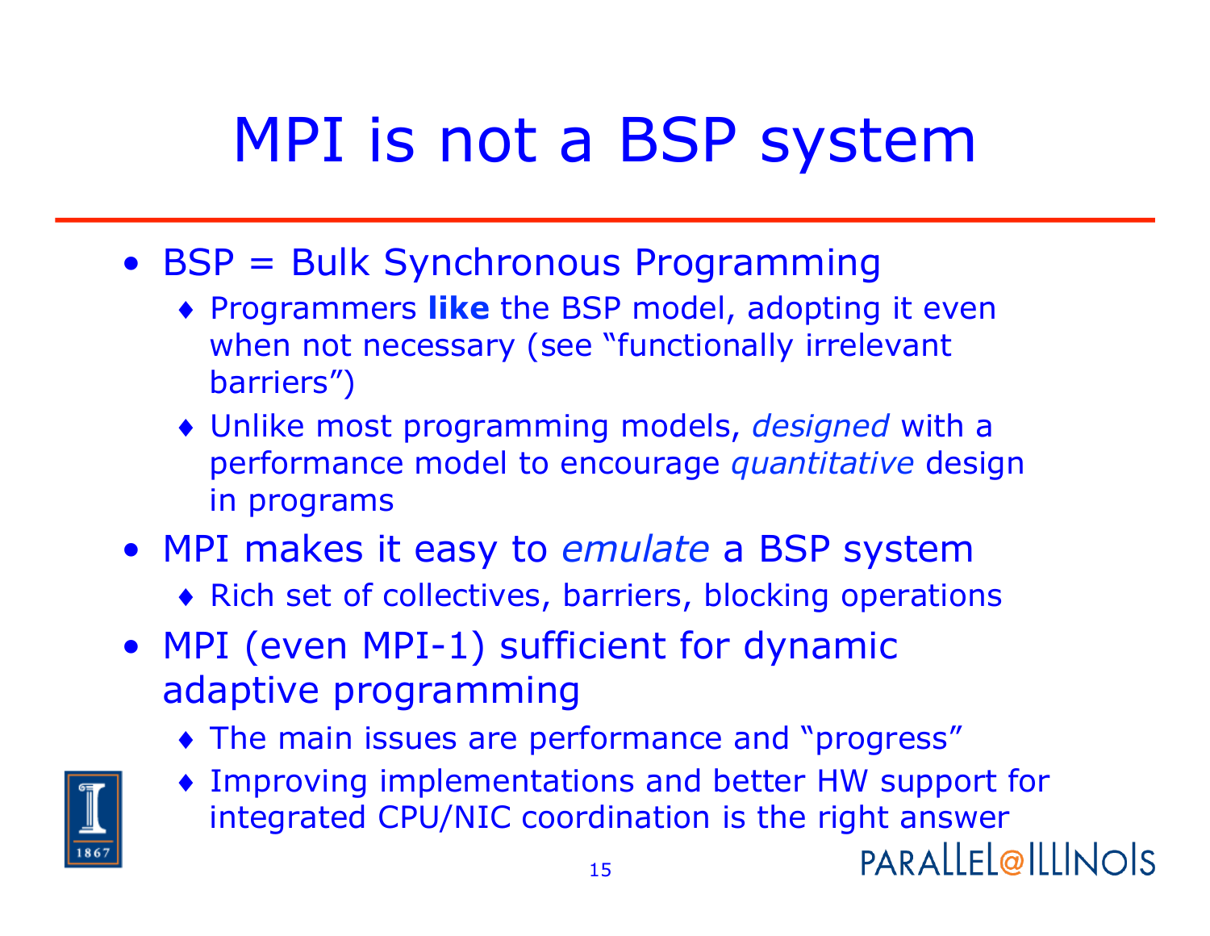# MPI is not a BSP system

- BSP = Bulk Synchronous Programming
  - Programmers **like** the BSP model, adopting it even when not necessary (see "functionally irrelevant barriers")
  - Unlike most programming models, *designed* with a performance model to encourage *quantitative* design in programs
- MPI makes it easy to *emulate* a BSP system
  - Rich set of collectives, barriers, blocking operations
- MPI (even MPI-1) sufficient for dynamic adaptive programming
  - The main issues are performance and "progress"
  - Improving implementations and better HW support for integrated CPU/NIC coordination is the right answer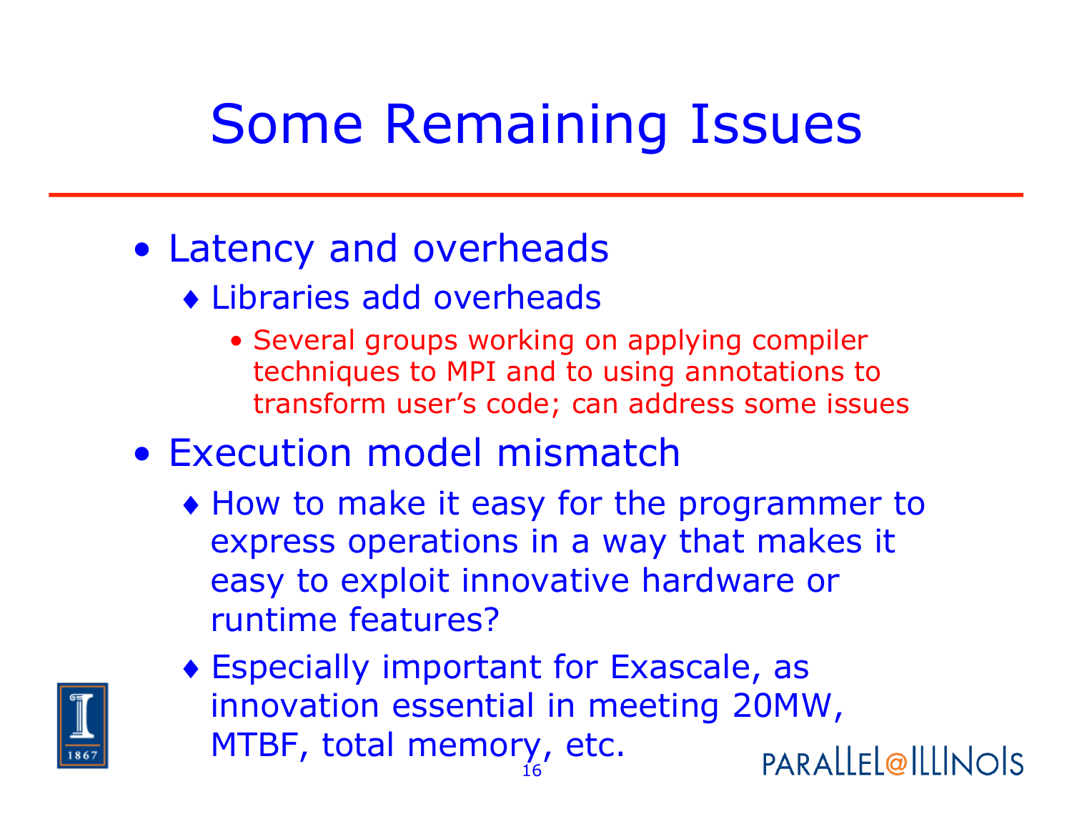# Some Remaining Issues

- Latency and overheads
  - Libraries add overheads
    - Several groups working on applying compiler techniques to MPI and to using annotations to transform user's code; can address some issues
- Execution model mismatch
  - How to make it easy for the programmer to express operations in a way that makes it easy to exploit innovative hardware or runtime features?
  - Especially important for Exascale, as innovation essential in meeting 20MW, MTBF, total memory, etc.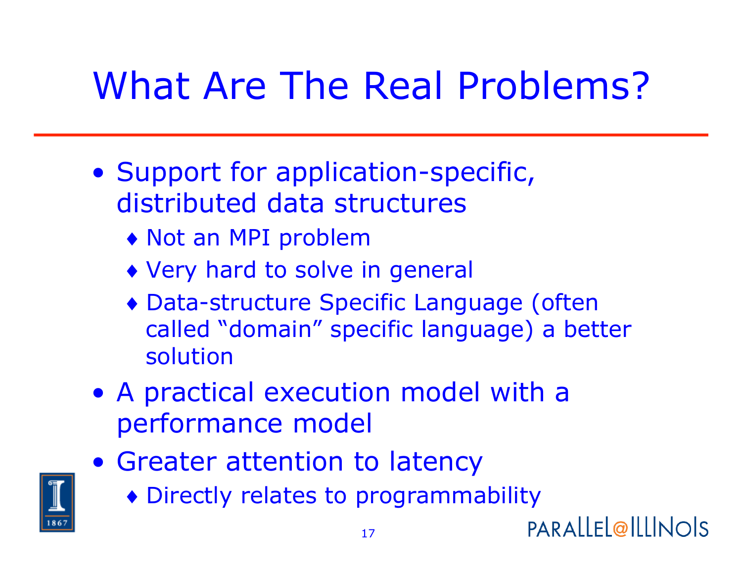# What Are The Real Problems?

- Support for application-specific, distributed data structures
  - Not an MPI problem
  - Very hard to solve in general
  - Data-structure Specific Language (often called "domain" specific language) a better solution
- A practical execution model with a performance model
- Greater attention to latency
  - Directly relates to programmability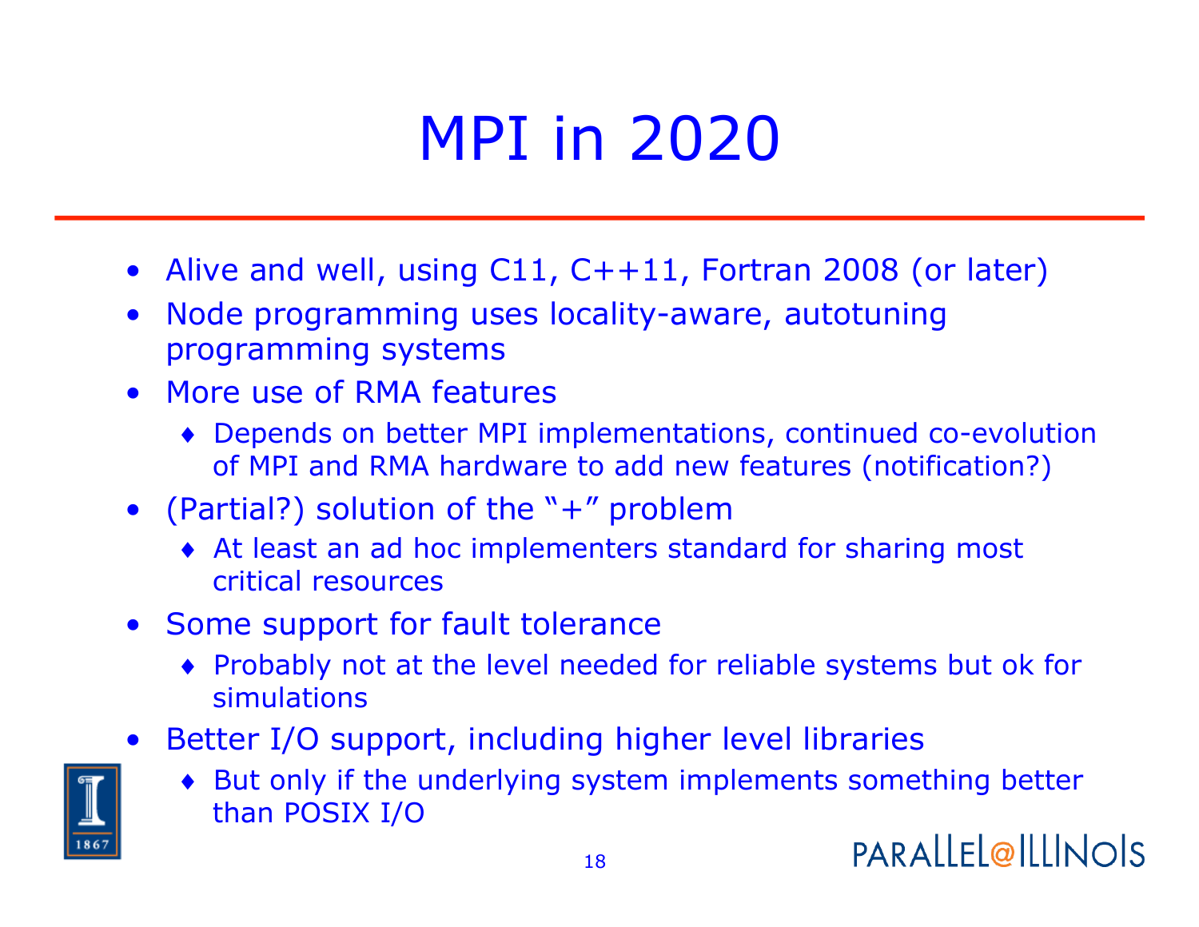# MPI in 2020

- Alive and well, using C11, C++11, Fortran 2008 (or later)
- Node programming uses locality-aware, autotuning programming systems
- More use of RMA features
  - Depends on better MPI implementations, continued co-evolution of MPI and RMA hardware to add new features (notification?)
- (Partial?) solution of the "+" problem
  - At least an ad hoc implementers standard for sharing most critical resources
- Some support for fault tolerance
  - Probably not at the level needed for reliable systems but ok for simulations
- Better I/O support, including higher level libraries
  - But only if the underlying system implements something better than POSIX I/O